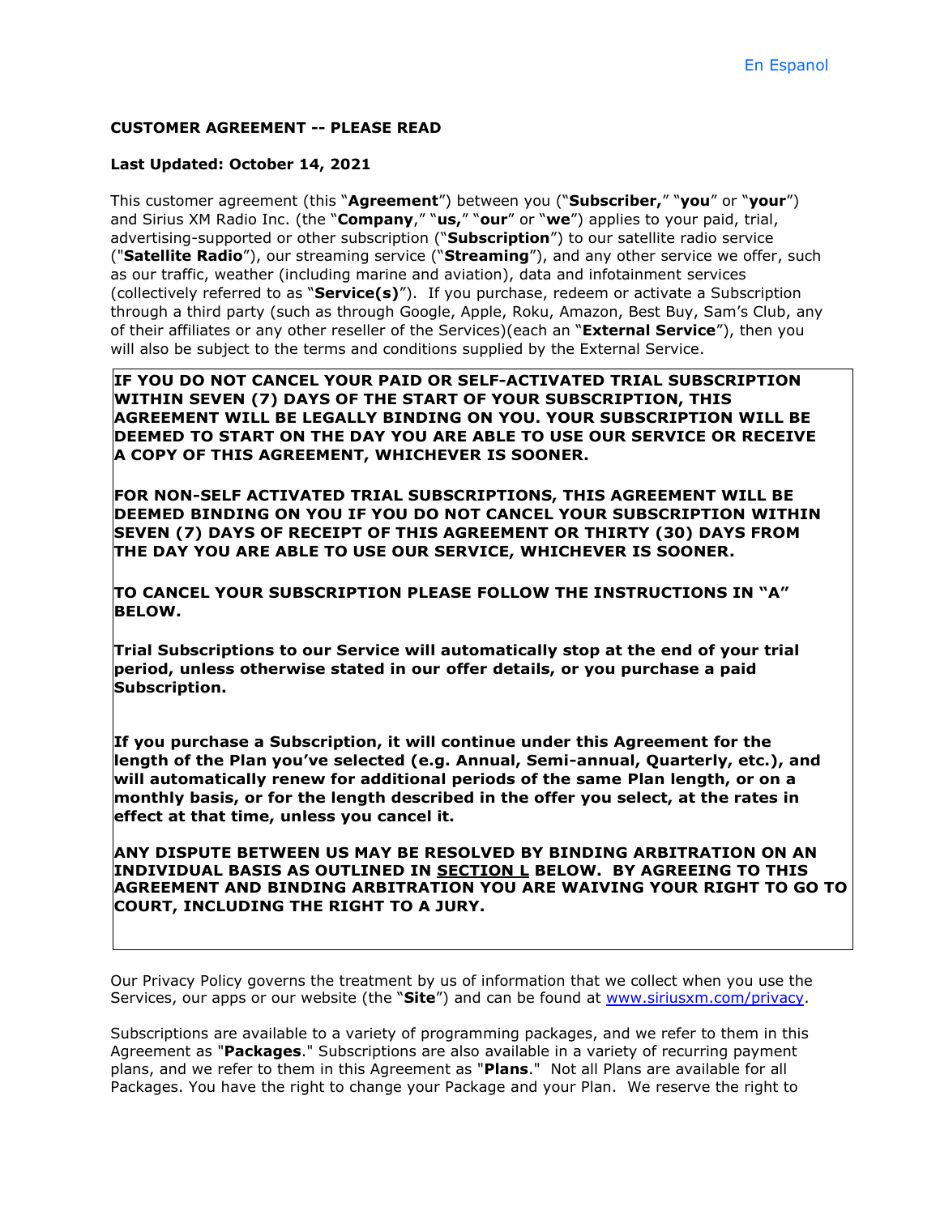En Espanol

**CUSTOMER AGREEMENT -- PLEASE READ**

**Last Updated: October 14, 2021**

This customer agreement (this "**Agreement**") between you ("**Subscriber,**" "**you**" or "**your**") and Sirius XM Radio Inc. (the "**Company**," "**us,**" "**our**" or "**we**") applies to your paid, trial, advertising-supported or other subscription ("**Subscription**") to our satellite radio service ("**Satellite Radio**"), our streaming service ("**Streaming**"), and any other service we offer, such as our traffic, weather (including marine and aviation), data and infotainment services (collectively referred to as "**Service(s)**"). If you purchase, redeem or activate a Subscription through a third party (such as through Google, Apple, Roku, Amazon, Best Buy, Sam's Club, any of their affiliates or any other reseller of the Services)(each an "**External Service**"), then you will also be subject to the terms and conditions supplied by the External Service.

**IF YOU DO NOT CANCEL YOUR PAID OR SELF-ACTIVATED TRIAL SUBSCRIPTION WITHIN SEVEN (7) DAYS OF THE START OF YOUR SUBSCRIPTION, THIS AGREEMENT WILL BE LEGALLY BINDING ON YOU. YOUR SUBSCRIPTION WILL BE DEEMED TO START ON THE DAY YOU ARE ABLE TO USE OUR SERVICE OR RECEIVE A COPY OF THIS AGREEMENT, WHICHEVER IS SOONER.**

**FOR NON-SELF ACTIVATED TRIAL SUBSCRIPTIONS, THIS AGREEMENT WILL BE DEEMED BINDING ON YOU IF YOU DO NOT CANCEL YOUR SUBSCRIPTION WITHIN SEVEN (7) DAYS OF RECEIPT OF THIS AGREEMENT OR THIRTY (30) DAYS FROM THE DAY YOU ARE ABLE TO USE OUR SERVICE, WHICHEVER IS SOONER.**

**TO CANCEL YOUR SUBSCRIPTION PLEASE FOLLOW THE INSTRUCTIONS IN "A" BELOW.**

**Trial Subscriptions to our Service will automatically stop at the end of your trial period, unless otherwise stated in our offer details, or you purchase a paid Subscription.**

**If you purchase a Subscription, it will continue under this Agreement for the length of the Plan you've selected (e.g. Annual, Semi-annual, Quarterly, etc.), and will automatically renew for additional periods of the same Plan length, or on a monthly basis, or for the length described in the offer you select, at the rates in effect at that time, unless you cancel it.**

**ANY DISPUTE BETWEEN US MAY BE RESOLVED BY BINDING ARBITRATION ON AN INDIVIDUAL BASIS AS OUTLINED IN SECTION L BELOW. BY AGREEING TO THIS AGREEMENT AND BINDING ARBITRATION YOU ARE WAIVING YOUR RIGHT TO GO TO COURT, INCLUDING THE RIGHT TO A JURY.**

Our Privacy Policy governs the treatment by us of information that we collect when you use the Services, our apps or our website (the "**Site**") and can be found at www.siriusxm.com/privacy.

Subscriptions are available to a variety of programming packages, and we refer to them in this Agreement as "**Packages**." Subscriptions are also available in a variety of recurring payment plans, and we refer to them in this Agreement as "**Plans**." Not all Plans are available for all Packages. You have the right to change your Package and your Plan. We reserve the right to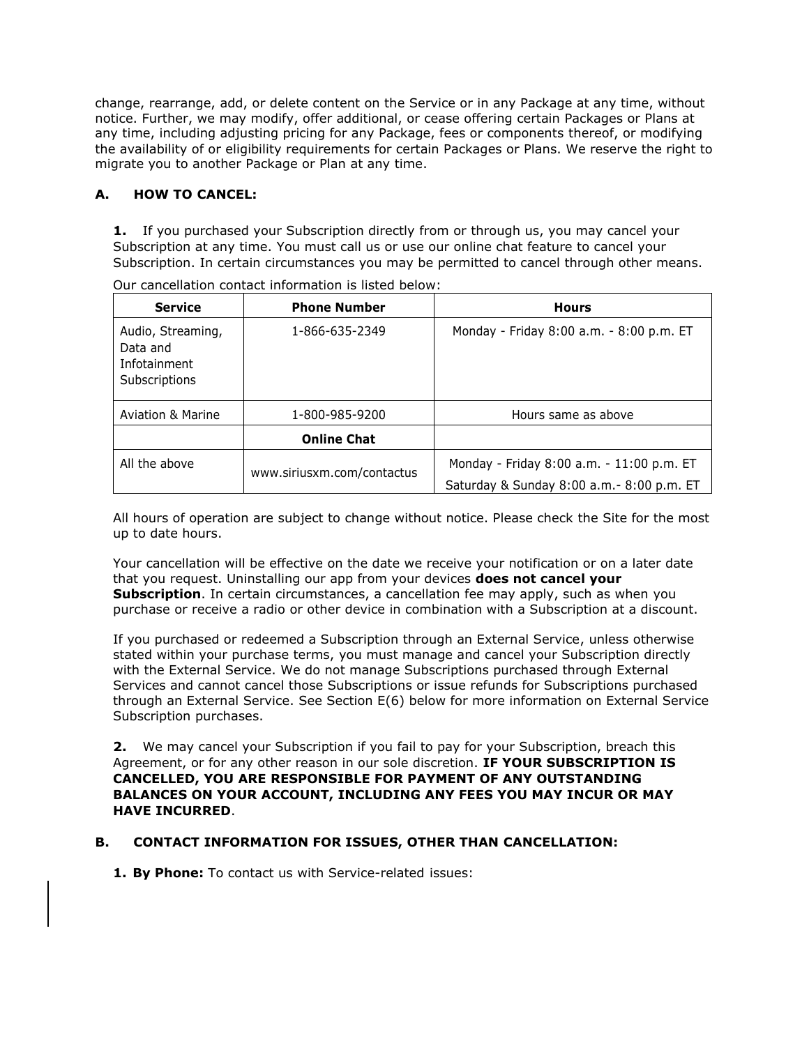change, rearrange, add, or delete content on the Service or in any Package at any time, without notice. Further, we may modify, offer additional, or cease offering certain Packages or Plans at any time, including adjusting pricing for any Package, fees or components thereof, or modifying the availability of or eligibility requirements for certain Packages or Plans. We reserve the right to migrate you to another Package or Plan at any time.

## A. HOW TO CANCEL:

**1.** If you purchased your Subscription directly from or through us, you may cancel your Subscription at any time. You must call us or use our online chat feature to cancel your Subscription. In certain circumstances you may be permitted to cancel through other means.

Our cancellation contact information is listed below:

| Service | Phone Number | Hours |
|---|---|---|
| Audio, Streaming, Data and Infotainment Subscriptions | 1-866-635-2349 | Monday - Friday 8:00 a.m. - 8:00 p.m. ET |
| Aviation & Marine | 1-800-985-9200 | Hours same as above |
| | **Online Chat** | |
| All the above | www.siriusxm.com/contactus | Monday - Friday 8:00 a.m. - 11:00 p.m. ET<br>Saturday & Sunday 8:00 a.m.- 8:00 p.m. ET |

All hours of operation are subject to change without notice. Please check the Site for the most up to date hours.

Your cancellation will be effective on the date we receive your notification or on a later date that you request. Uninstalling our app from your devices **does not cancel your Subscription**. In certain circumstances, a cancellation fee may apply, such as when you purchase or receive a radio or other device in combination with a Subscription at a discount.

If you purchased or redeemed a Subscription through an External Service, unless otherwise stated within your purchase terms, you must manage and cancel your Subscription directly with the External Service. We do not manage Subscriptions purchased through External Services and cannot cancel those Subscriptions or issue refunds for Subscriptions purchased through an External Service. See Section E(6) below for more information on External Service Subscription purchases.

**2.** We may cancel your Subscription if you fail to pay for your Subscription, breach this Agreement, or for any other reason in our sole discretion. **IF YOUR SUBSCRIPTION IS CANCELLED, YOU ARE RESPONSIBLE FOR PAYMENT OF ANY OUTSTANDING BALANCES ON YOUR ACCOUNT, INCLUDING ANY FEES YOU MAY INCUR OR MAY HAVE INCURRED**.

## B. CONTACT INFORMATION FOR ISSUES, OTHER THAN CANCELLATION:

**1. By Phone:** To contact us with Service-related issues: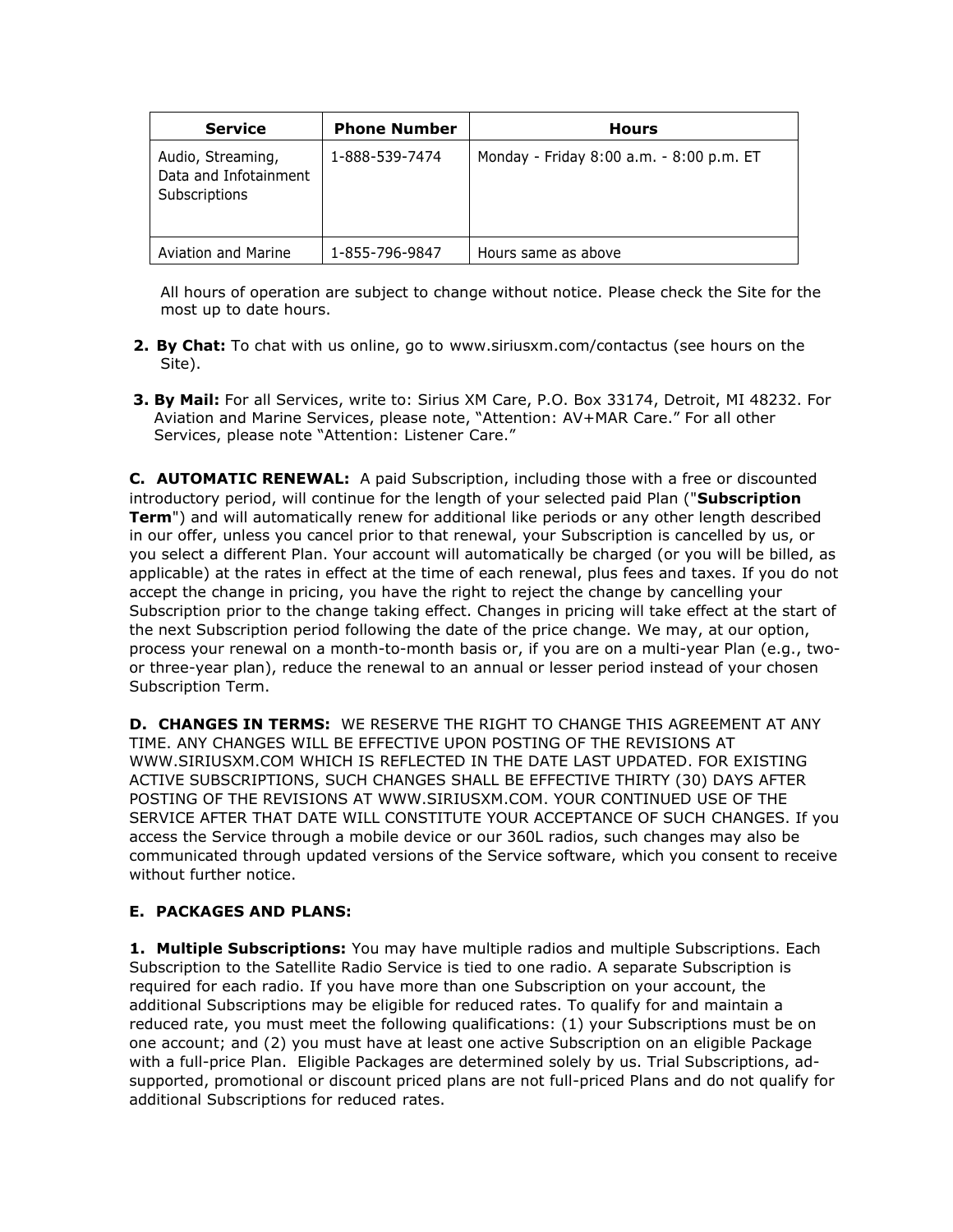| Service | Phone Number | Hours |
|---|---|---|
| Audio, Streaming, Data and Infotainment Subscriptions | 1-888-539-7474 | Monday - Friday 8:00 a.m. - 8:00 p.m. ET |
| Aviation and Marine | 1-855-796-9847 | Hours same as above |

All hours of operation are subject to change without notice. Please check the Site for the most up to date hours.

2. **By Chat:** To chat with us online, go to www.siriusxm.com/contactus (see hours on the Site).

3. **By Mail:** For all Services, write to: Sirius XM Care, P.O. Box 33174, Detroit, MI 48232. For Aviation and Marine Services, please note, "Attention: AV+MAR Care." For all other Services, please note "Attention: Listener Care."

**C. AUTOMATIC RENEWAL:** A paid Subscription, including those with a free or discounted introductory period, will continue for the length of your selected paid Plan ("**Subscription Term**") and will automatically renew for additional like periods or any other length described in our offer, unless you cancel prior to that renewal, your Subscription is cancelled by us, or you select a different Plan. Your account will automatically be charged (or you will be billed, as applicable) at the rates in effect at the time of each renewal, plus fees and taxes. If you do not accept the change in pricing, you have the right to reject the change by cancelling your Subscription prior to the change taking effect. Changes in pricing will take effect at the start of the next Subscription period following the date of the price change. We may, at our option, process your renewal on a month-to-month basis or, if you are on a multi-year Plan (e.g., two- or three-year plan), reduce the renewal to an annual or lesser period instead of your chosen Subscription Term.

**D. CHANGES IN TERMS:** WE RESERVE THE RIGHT TO CHANGE THIS AGREEMENT AT ANY TIME. ANY CHANGES WILL BE EFFECTIVE UPON POSTING OF THE REVISIONS AT WWW.SIRIUSXM.COM WHICH IS REFLECTED IN THE DATE LAST UPDATED. FOR EXISTING ACTIVE SUBSCRIPTIONS, SUCH CHANGES SHALL BE EFFECTIVE THIRTY (30) DAYS AFTER POSTING OF THE REVISIONS AT WWW.SIRIUSXM.COM. YOUR CONTINUED USE OF THE SERVICE AFTER THAT DATE WILL CONSTITUTE YOUR ACCEPTANCE OF SUCH CHANGES. If you access the Service through a mobile device or our 360L radios, such changes may also be communicated through updated versions of the Service software, which you consent to receive without further notice.

**E. PACKAGES AND PLANS:**

**1. Multiple Subscriptions:** You may have multiple radios and multiple Subscriptions. Each Subscription to the Satellite Radio Service is tied to one radio. A separate Subscription is required for each radio. If you have more than one Subscription on your account, the additional Subscriptions may be eligible for reduced rates. To qualify for and maintain a reduced rate, you must meet the following qualifications: (1) your Subscriptions must be on one account; and (2) you must have at least one active Subscription on an eligible Package with a full-price Plan. Eligible Packages are determined solely by us. Trial Subscriptions, ad-supported, promotional or discount priced plans are not full-priced Plans and do not qualify for additional Subscriptions for reduced rates.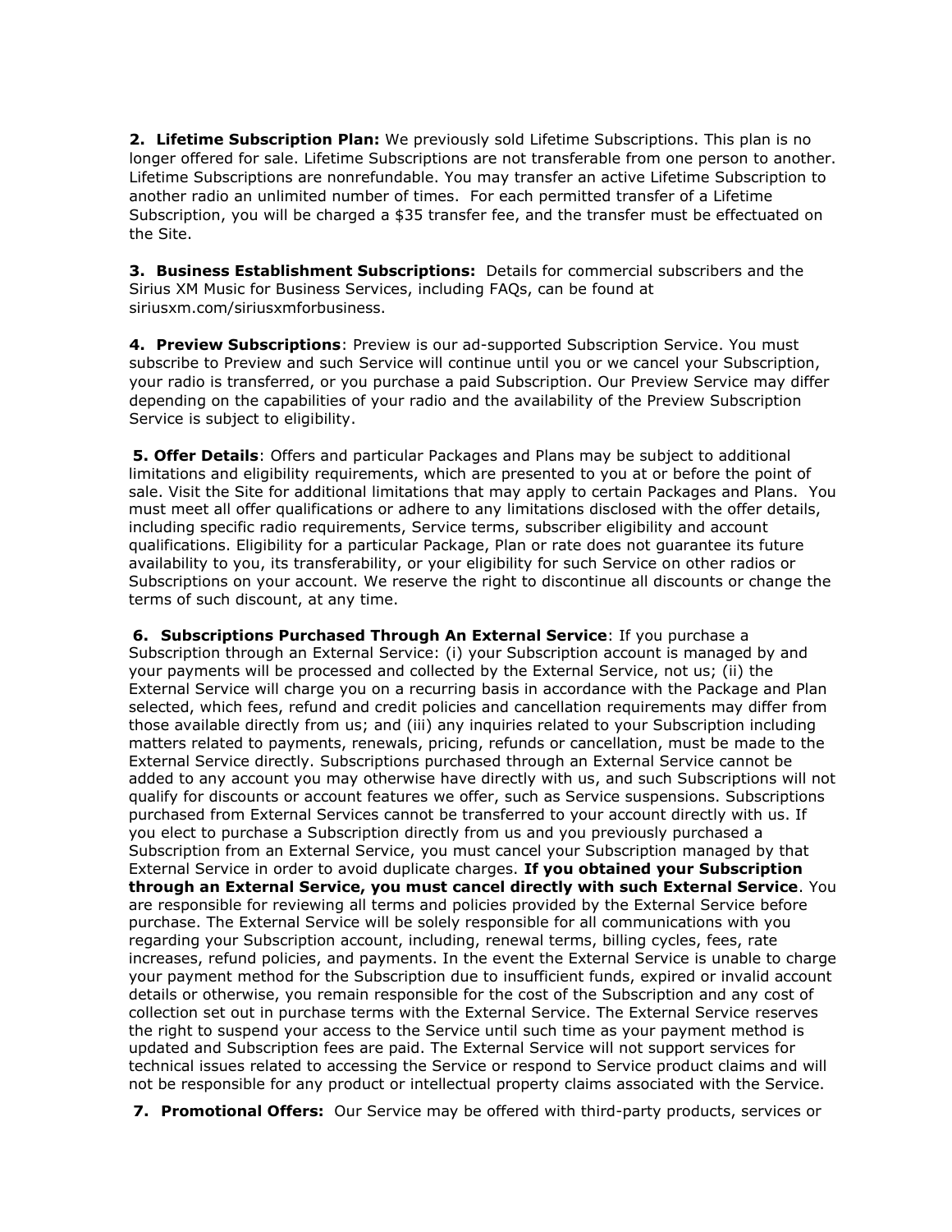**2. Lifetime Subscription Plan:** We previously sold Lifetime Subscriptions. This plan is no longer offered for sale. Lifetime Subscriptions are not transferable from one person to another. Lifetime Subscriptions are nonrefundable. You may transfer an active Lifetime Subscription to another radio an unlimited number of times. For each permitted transfer of a Lifetime Subscription, you will be charged a $35 transfer fee, and the transfer must be effectuated on the Site.

**3. Business Establishment Subscriptions:** Details for commercial subscribers and the Sirius XM Music for Business Services, including FAQs, can be found at siriusxm.com/siriusxmforbusiness.

**4. Preview Subscriptions**: Preview is our ad-supported Subscription Service. You must subscribe to Preview and such Service will continue until you or we cancel your Subscription, your radio is transferred, or you purchase a paid Subscription. Our Preview Service may differ depending on the capabilities of your radio and the availability of the Preview Subscription Service is subject to eligibility.

**5. Offer Details**: Offers and particular Packages and Plans may be subject to additional limitations and eligibility requirements, which are presented to you at or before the point of sale. Visit the Site for additional limitations that may apply to certain Packages and Plans. You must meet all offer qualifications or adhere to any limitations disclosed with the offer details, including specific radio requirements, Service terms, subscriber eligibility and account qualifications. Eligibility for a particular Package, Plan or rate does not guarantee its future availability to you, its transferability, or your eligibility for such Service on other radios or Subscriptions on your account. We reserve the right to discontinue all discounts or change the terms of such discount, at any time.

**6. Subscriptions Purchased Through An External Service**: If you purchase a Subscription through an External Service: (i) your Subscription account is managed by and your payments will be processed and collected by the External Service, not us; (ii) the External Service will charge you on a recurring basis in accordance with the Package and Plan selected, which fees, refund and credit policies and cancellation requirements may differ from those available directly from us; and (iii) any inquiries related to your Subscription including matters related to payments, renewals, pricing, refunds or cancellation, must be made to the External Service directly. Subscriptions purchased through an External Service cannot be added to any account you may otherwise have directly with us, and such Subscriptions will not qualify for discounts or account features we offer, such as Service suspensions. Subscriptions purchased from External Services cannot be transferred to your account directly with us. If you elect to purchase a Subscription directly from us and you previously purchased a Subscription from an External Service, you must cancel your Subscription managed by that External Service in order to avoid duplicate charges. **If you obtained your Subscription through an External Service, you must cancel directly with such External Service**. You are responsible for reviewing all terms and policies provided by the External Service before purchase. The External Service will be solely responsible for all communications with you regarding your Subscription account, including, renewal terms, billing cycles, fees, rate increases, refund policies, and payments. In the event the External Service is unable to charge your payment method for the Subscription due to insufficient funds, expired or invalid account details or otherwise, you remain responsible for the cost of the Subscription and any cost of collection set out in purchase terms with the External Service. The External Service reserves the right to suspend your access to the Service until such time as your payment method is updated and Subscription fees are paid. The External Service will not support services for technical issues related to accessing the Service or respond to Service product claims and will not be responsible for any product or intellectual property claims associated with the Service.

**7. Promotional Offers:** Our Service may be offered with third-party products, services or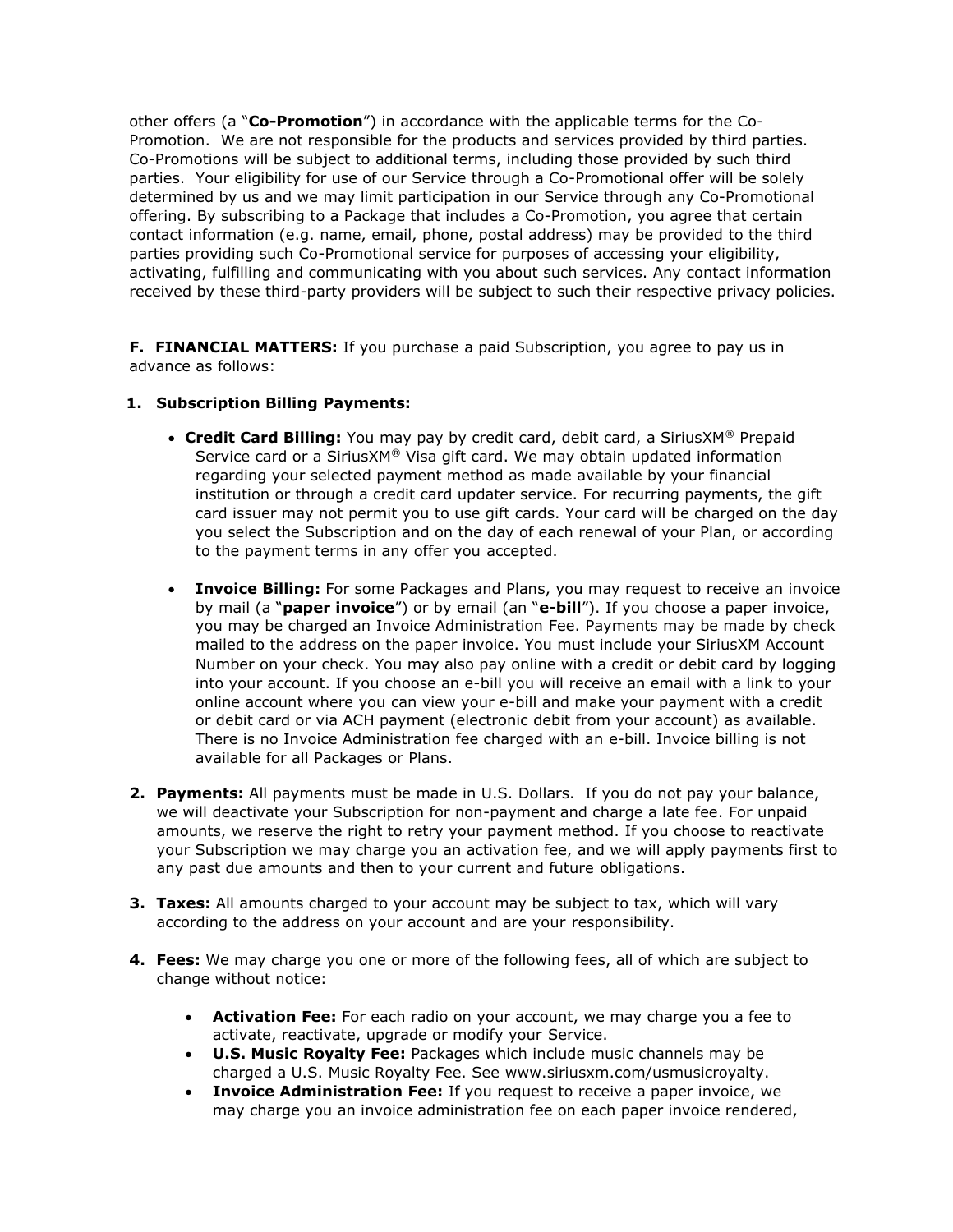other offers (a "**Co-Promotion**") in accordance with the applicable terms for the Co-Promotion. We are not responsible for the products and services provided by third parties. Co-Promotions will be subject to additional terms, including those provided by such third parties. Your eligibility for use of our Service through a Co-Promotional offer will be solely determined by us and we may limit participation in our Service through any Co-Promotional offering. By subscribing to a Package that includes a Co-Promotion, you agree that certain contact information (e.g. name, email, phone, postal address) may be provided to the third parties providing such Co-Promotional service for purposes of accessing your eligibility, activating, fulfilling and communicating with you about such services. Any contact information received by these third-party providers will be subject to such their respective privacy policies.

**F. FINANCIAL MATTERS:** If you purchase a paid Subscription, you agree to pay us in advance as follows:

1. **Subscription Billing Payments:**

   - **Credit Card Billing:** You may pay by credit card, debit card, a SiriusXM® Prepaid Service card or a SiriusXM® Visa gift card. We may obtain updated information regarding your selected payment method as made available by your financial institution or through a credit card updater service. For recurring payments, the gift card issuer may not permit you to use gift cards. Your card will be charged on the day you select the Subscription and on the day of each renewal of your Plan, or according to the payment terms in any offer you accepted.

   - **Invoice Billing:** For some Packages and Plans, you may request to receive an invoice by mail (a "**paper invoice**") or by email (an "**e-bill**"). If you choose a paper invoice, you may be charged an Invoice Administration Fee. Payments may be made by check mailed to the address on the paper invoice. You must include your SiriusXM Account Number on your check. You may also pay online with a credit or debit card by logging into your account. If you choose an e-bill you will receive an email with a link to your online account where you can view your e-bill and make your payment with a credit or debit card or via ACH payment (electronic debit from your account) as available. There is no Invoice Administration fee charged with an e-bill. Invoice billing is not available for all Packages or Plans.

2. **Payments:** All payments must be made in U.S. Dollars. If you do not pay your balance, we will deactivate your Subscription for non-payment and charge a late fee. For unpaid amounts, we reserve the right to retry your payment method. If you choose to reactivate your Subscription we may charge you an activation fee, and we will apply payments first to any past due amounts and then to your current and future obligations.

3. **Taxes:** All amounts charged to your account may be subject to tax, which will vary according to the address on your account and are your responsibility.

4. **Fees:** We may charge you one or more of the following fees, all of which are subject to change without notice:

   - **Activation Fee:** For each radio on your account, we may charge you a fee to activate, reactivate, upgrade or modify your Service.
   - **U.S. Music Royalty Fee:** Packages which include music channels may be charged a U.S. Music Royalty Fee. See www.siriusxm.com/usmusicroyalty.
   - **Invoice Administration Fee:** If you request to receive a paper invoice, we may charge you an invoice administration fee on each paper invoice rendered,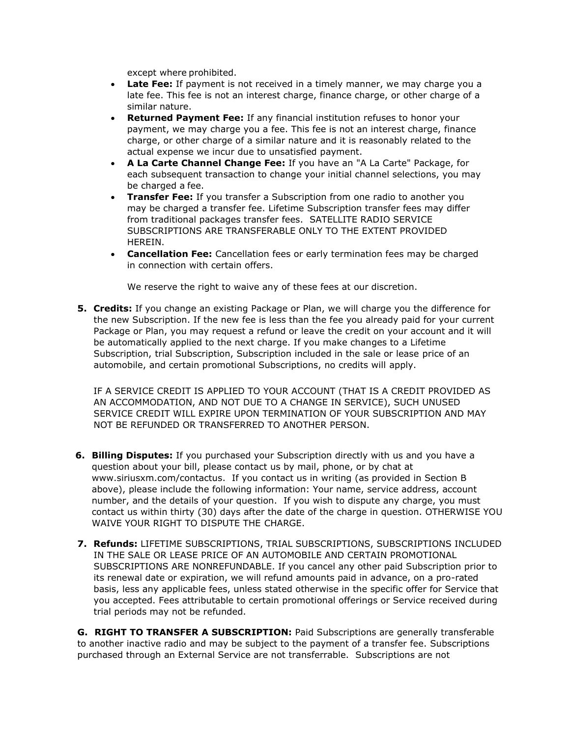except where prohibited.

- **Late Fee:** If payment is not received in a timely manner, we may charge you a late fee. This fee is not an interest charge, finance charge, or other charge of a similar nature.
- **Returned Payment Fee:** If any financial institution refuses to honor your payment, we may charge you a fee. This fee is not an interest charge, finance charge, or other charge of a similar nature and it is reasonably related to the actual expense we incur due to unsatisfied payment.
- **A La Carte Channel Change Fee:** If you have an "A La Carte" Package, for each subsequent transaction to change your initial channel selections, you may be charged a fee.
- **Transfer Fee:** If you transfer a Subscription from one radio to another you may be charged a transfer fee. Lifetime Subscription transfer fees may differ from traditional packages transfer fees. SATELLITE RADIO SERVICE SUBSCRIPTIONS ARE TRANSFERABLE ONLY TO THE EXTENT PROVIDED HEREIN.
- **Cancellation Fee:** Cancellation fees or early termination fees may be charged in connection with certain offers.

  We reserve the right to waive any of these fees at our discretion.

5. **Credits:** If you change an existing Package or Plan, we will charge you the difference for the new Subscription. If the new fee is less than the fee you already paid for your current Package or Plan, you may request a refund or leave the credit on your account and it will be automatically applied to the next charge. If you make changes to a Lifetime Subscription, trial Subscription, Subscription included in the sale or lease price of an automobile, and certain promotional Subscriptions, no credits will apply.

   IF A SERVICE CREDIT IS APPLIED TO YOUR ACCOUNT (THAT IS A CREDIT PROVIDED AS AN ACCOMMODATION, AND NOT DUE TO A CHANGE IN SERVICE), SUCH UNUSED SERVICE CREDIT WILL EXPIRE UPON TERMINATION OF YOUR SUBSCRIPTION AND MAY NOT BE REFUNDED OR TRANSFERRED TO ANOTHER PERSON.

6. **Billing Disputes:** If you purchased your Subscription directly with us and you have a question about your bill, please contact us by mail, phone, or by chat at www.siriusxm.com/contactus. If you contact us in writing (as provided in Section B above), please include the following information: Your name, service address, account number, and the details of your question. If you wish to dispute any charge, you must contact us within thirty (30) days after the date of the charge in question. OTHERWISE YOU WAIVE YOUR RIGHT TO DISPUTE THE CHARGE.

7. **Refunds:** LIFETIME SUBSCRIPTIONS, TRIAL SUBSCRIPTIONS, SUBSCRIPTIONS INCLUDED IN THE SALE OR LEASE PRICE OF AN AUTOMOBILE AND CERTAIN PROMOTIONAL SUBSCRIPTIONS ARE NONREFUNDABLE. If you cancel any other paid Subscription prior to its renewal date or expiration, we will refund amounts paid in advance, on a pro-rated basis, less any applicable fees, unless stated otherwise in the specific offer for Service that you accepted. Fees attributable to certain promotional offerings or Service received during trial periods may not be refunded.

**G. RIGHT TO TRANSFER A SUBSCRIPTION:** Paid Subscriptions are generally transferable to another inactive radio and may be subject to the payment of a transfer fee. Subscriptions purchased through an External Service are not transferrable. Subscriptions are not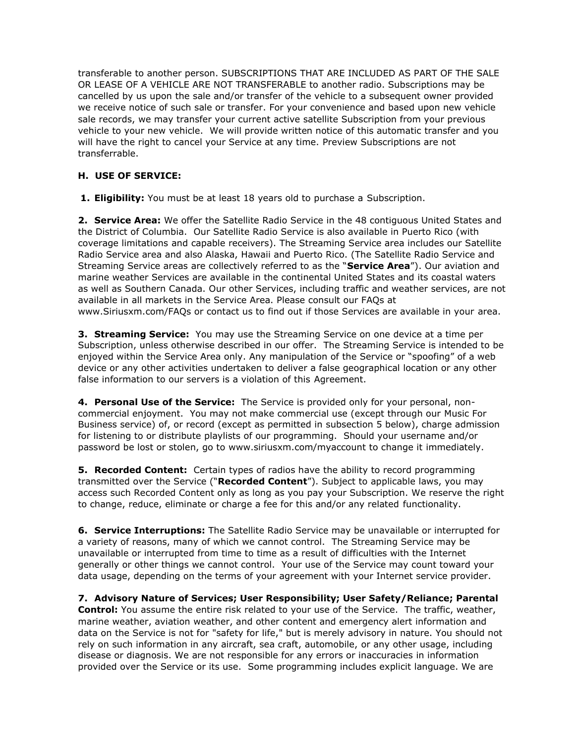transferable to another person. SUBSCRIPTIONS THAT ARE INCLUDED AS PART OF THE SALE OR LEASE OF A VEHICLE ARE NOT TRANSFERABLE to another radio. Subscriptions may be cancelled by us upon the sale and/or transfer of the vehicle to a subsequent owner provided we receive notice of such sale or transfer. For your convenience and based upon new vehicle sale records, we may transfer your current active satellite Subscription from your previous vehicle to your new vehicle. We will provide written notice of this automatic transfer and you will have the right to cancel your Service at any time. Preview Subscriptions are not transferrable.

**H. USE OF SERVICE:**

**1. Eligibility:** You must be at least 18 years old to purchase a Subscription.

**2. Service Area:** We offer the Satellite Radio Service in the 48 contiguous United States and the District of Columbia. Our Satellite Radio Service is also available in Puerto Rico (with coverage limitations and capable receivers). The Streaming Service area includes our Satellite Radio Service area and also Alaska, Hawaii and Puerto Rico. (The Satellite Radio Service and Streaming Service areas are collectively referred to as the "**Service Area**"). Our aviation and marine weather Services are available in the continental United States and its coastal waters as well as Southern Canada. Our other Services, including traffic and weather services, are not available in all markets in the Service Area. Please consult our FAQs at www.Siriusxm.com/FAQs or contact us to find out if those Services are available in your area.

**3. Streaming Service:** You may use the Streaming Service on one device at a time per Subscription, unless otherwise described in our offer. The Streaming Service is intended to be enjoyed within the Service Area only. Any manipulation of the Service or "spoofing" of a web device or any other activities undertaken to deliver a false geographical location or any other false information to our servers is a violation of this Agreement.

**4. Personal Use of the Service:** The Service is provided only for your personal, non-commercial enjoyment. You may not make commercial use (except through our Music For Business service) of, or record (except as permitted in subsection 5 below), charge admission for listening to or distribute playlists of our programming. Should your username and/or password be lost or stolen, go to www.siriusxm.com/myaccount to change it immediately.

**5. Recorded Content:** Certain types of radios have the ability to record programming transmitted over the Service ("**Recorded Content**"). Subject to applicable laws, you may access such Recorded Content only as long as you pay your Subscription. We reserve the right to change, reduce, eliminate or charge a fee for this and/or any related functionality.

**6. Service Interruptions:** The Satellite Radio Service may be unavailable or interrupted for a variety of reasons, many of which we cannot control. The Streaming Service may be unavailable or interrupted from time to time as a result of difficulties with the Internet generally or other things we cannot control. Your use of the Service may count toward your data usage, depending on the terms of your agreement with your Internet service provider.

**7. Advisory Nature of Services; User Responsibility; User Safety/Reliance; Parental Control:** You assume the entire risk related to your use of the Service. The traffic, weather, marine weather, aviation weather, and other content and emergency alert information and data on the Service is not for "safety for life," but is merely advisory in nature. You should not rely on such information in any aircraft, sea craft, automobile, or any other usage, including disease or diagnosis. We are not responsible for any errors or inaccuracies in information provided over the Service or its use. Some programming includes explicit language. We are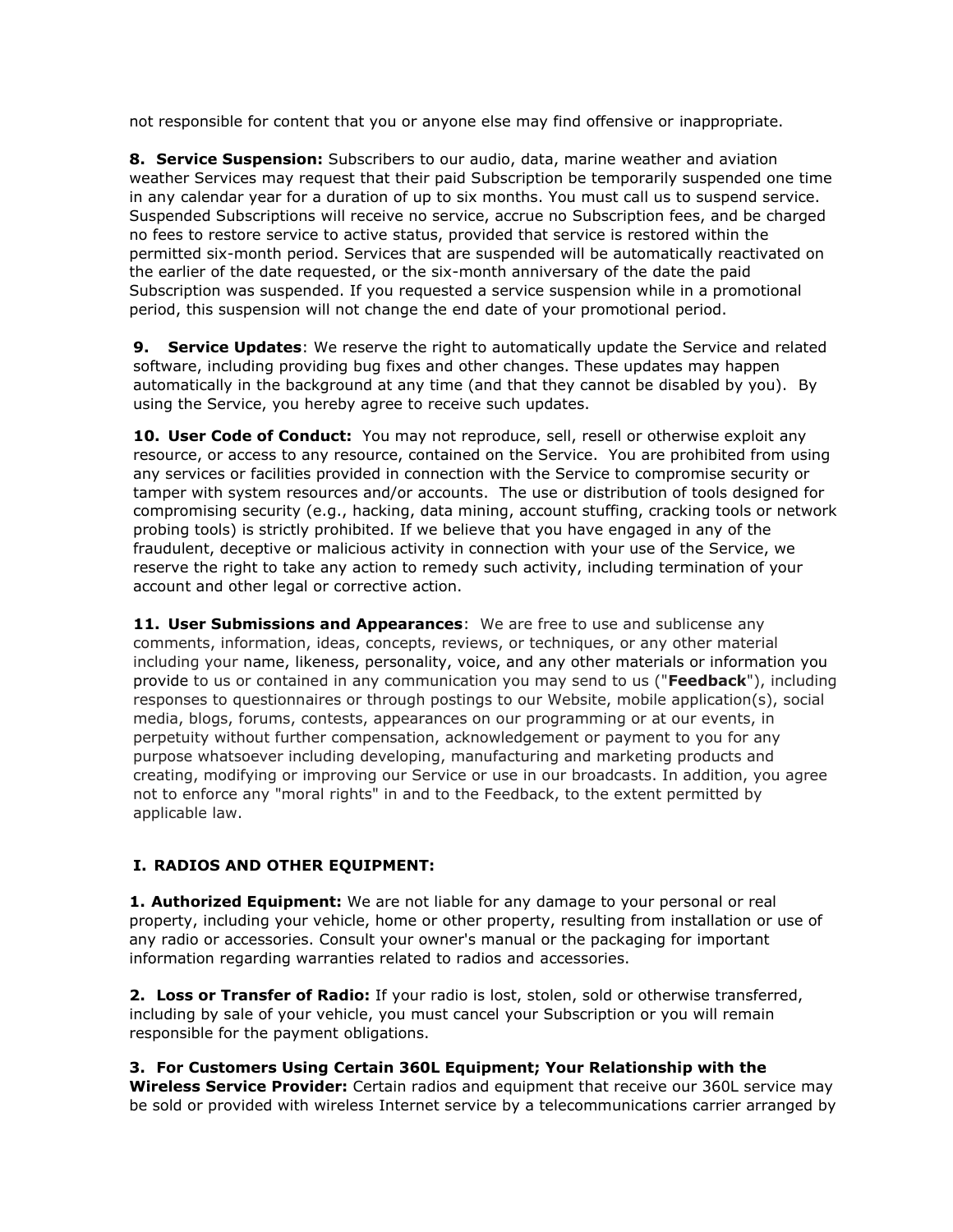not responsible for content that you or anyone else may find offensive or inappropriate.

**8. Service Suspension:** Subscribers to our audio, data, marine weather and aviation weather Services may request that their paid Subscription be temporarily suspended one time in any calendar year for a duration of up to six months. You must call us to suspend service. Suspended Subscriptions will receive no service, accrue no Subscription fees, and be charged no fees to restore service to active status, provided that service is restored within the permitted six-month period. Services that are suspended will be automatically reactivated on the earlier of the date requested, or the six-month anniversary of the date the paid Subscription was suspended. If you requested a service suspension while in a promotional period, this suspension will not change the end date of your promotional period.

**9. Service Updates**: We reserve the right to automatically update the Service and related software, including providing bug fixes and other changes. These updates may happen automatically in the background at any time (and that they cannot be disabled by you). By using the Service, you hereby agree to receive such updates.

**10. User Code of Conduct:** You may not reproduce, sell, resell or otherwise exploit any resource, or access to any resource, contained on the Service. You are prohibited from using any services or facilities provided in connection with the Service to compromise security or tamper with system resources and/or accounts. The use or distribution of tools designed for compromising security (e.g., hacking, data mining, account stuffing, cracking tools or network probing tools) is strictly prohibited. If we believe that you have engaged in any of the fraudulent, deceptive or malicious activity in connection with your use of the Service, we reserve the right to take any action to remedy such activity, including termination of your account and other legal or corrective action.

**11. User Submissions and Appearances**: We are free to use and sublicense any comments, information, ideas, concepts, reviews, or techniques, or any other material including your name, likeness, personality, voice, and any other materials or information you provide to us or contained in any communication you may send to us ("**Feedback**"), including responses to questionnaires or through postings on our Website, mobile application(s), social media, blogs, forums, contests, appearances on our programming or at our events, in perpetuity without further compensation, acknowledgement or payment to you for any purpose whatsoever including developing, manufacturing and marketing products and creating, modifying or improving our Service or use in our broadcasts. In addition, you agree not to enforce any "moral rights" in and to the Feedback, to the extent permitted by applicable law.

## I. RADIOS AND OTHER EQUIPMENT:

**1. Authorized Equipment:** We are not liable for any damage to your personal or real property, including your vehicle, home or other property, resulting from installation or use of any radio or accessories. Consult your owner's manual or the packaging for important information regarding warranties related to radios and accessories.

**2. Loss or Transfer of Radio:** If your radio is lost, stolen, sold or otherwise transferred, including by sale of your vehicle, you must cancel your Subscription or you will remain responsible for the payment obligations.

**3. For Customers Using Certain 360L Equipment; Your Relationship with the Wireless Service Provider:** Certain radios and equipment that receive our 360L service may be sold or provided with wireless Internet service by a telecommunications carrier arranged by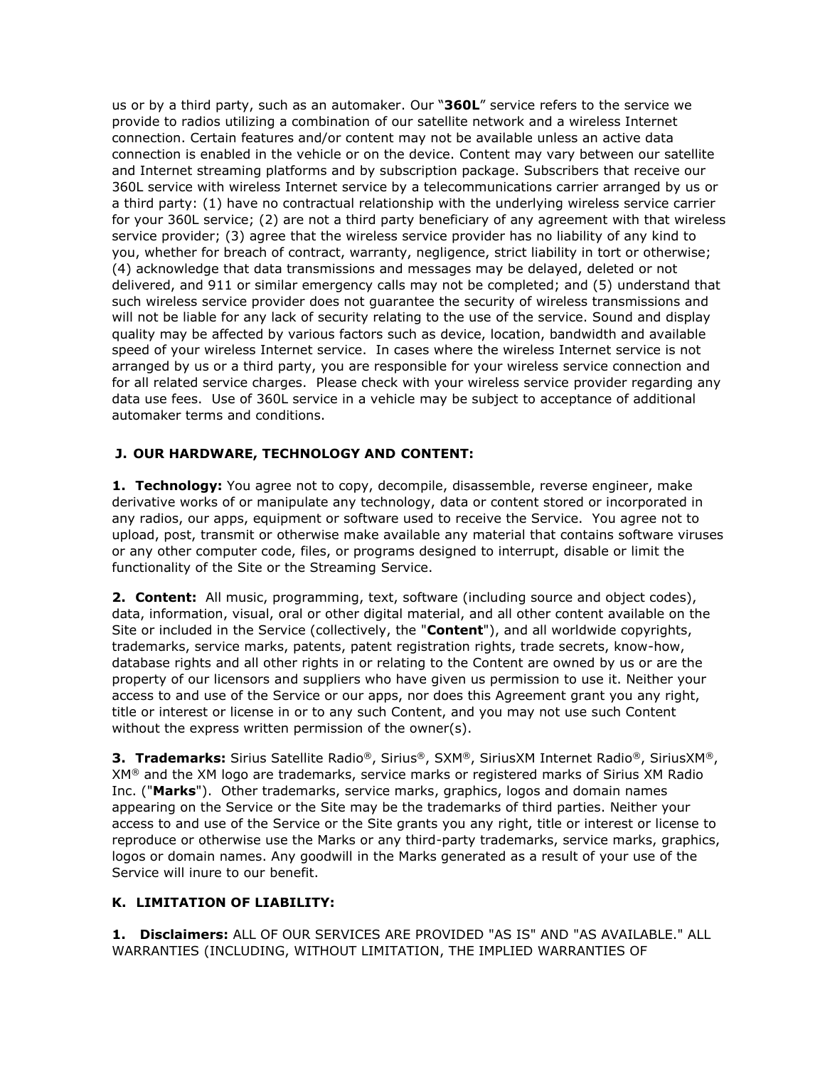us or by a third party, such as an automaker. Our "**360L**" service refers to the service we provide to radios utilizing a combination of our satellite network and a wireless Internet connection. Certain features and/or content may not be available unless an active data connection is enabled in the vehicle or on the device. Content may vary between our satellite and Internet streaming platforms and by subscription package. Subscribers that receive our 360L service with wireless Internet service by a telecommunications carrier arranged by us or a third party: (1) have no contractual relationship with the underlying wireless service carrier for your 360L service; (2) are not a third party beneficiary of any agreement with that wireless service provider; (3) agree that the wireless service provider has no liability of any kind to you, whether for breach of contract, warranty, negligence, strict liability in tort or otherwise; (4) acknowledge that data transmissions and messages may be delayed, deleted or not delivered, and 911 or similar emergency calls may not be completed; and (5) understand that such wireless service provider does not guarantee the security of wireless transmissions and will not be liable for any lack of security relating to the use of the service. Sound and display quality may be affected by various factors such as device, location, bandwidth and available speed of your wireless Internet service. In cases where the wireless Internet service is not arranged by us or a third party, you are responsible for your wireless service connection and for all related service charges. Please check with your wireless service provider regarding any data use fees. Use of 360L service in a vehicle may be subject to acceptance of additional automaker terms and conditions.

## J. OUR HARDWARE, TECHNOLOGY AND CONTENT:

**1. Technology:** You agree not to copy, decompile, disassemble, reverse engineer, make derivative works of or manipulate any technology, data or content stored or incorporated in any radios, our apps, equipment or software used to receive the Service. You agree not to upload, post, transmit or otherwise make available any material that contains software viruses or any other computer code, files, or programs designed to interrupt, disable or limit the functionality of the Site or the Streaming Service.

**2. Content:** All music, programming, text, software (including source and object codes), data, information, visual, oral or other digital material, and all other content available on the Site or included in the Service (collectively, the "**Content**"), and all worldwide copyrights, trademarks, service marks, patents, patent registration rights, trade secrets, know-how, database rights and all other rights in or relating to the Content are owned by us or are the property of our licensors and suppliers who have given us permission to use it. Neither your access to and use of the Service or our apps, nor does this Agreement grant you any right, title or interest or license in or to any such Content, and you may not use such Content without the express written permission of the owner(s).

**3. Trademarks:** Sirius Satellite Radio®, Sirius®, SXM®, SiriusXM Internet Radio®, SiriusXM®, XM® and the XM logo are trademarks, service marks or registered marks of Sirius XM Radio Inc. ("**Marks**"). Other trademarks, service marks, graphics, logos and domain names appearing on the Service or the Site may be the trademarks of third parties. Neither your access to and use of the Service or the Site grants you any right, title or interest or license to reproduce or otherwise use the Marks or any third-party trademarks, service marks, graphics, logos or domain names. Any goodwill in the Marks generated as a result of your use of the Service will inure to our benefit.

## K. LIMITATION OF LIABILITY:

**1. Disclaimers:** ALL OF OUR SERVICES ARE PROVIDED "AS IS" AND "AS AVAILABLE." ALL WARRANTIES (INCLUDING, WITHOUT LIMITATION, THE IMPLIED WARRANTIES OF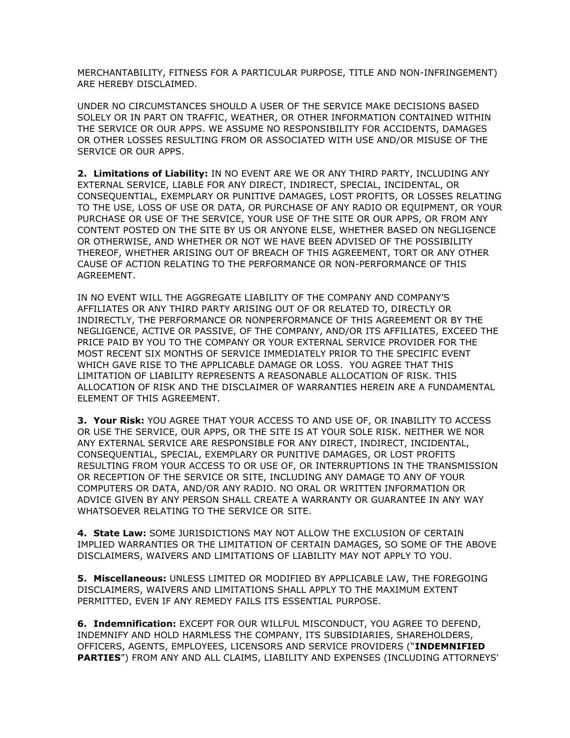MERCHANTABILITY, FITNESS FOR A PARTICULAR PURPOSE, TITLE AND NON-INFRINGEMENT) ARE HEREBY DISCLAIMED.

UNDER NO CIRCUMSTANCES SHOULD A USER OF THE SERVICE MAKE DECISIONS BASED SOLELY OR IN PART ON TRAFFIC, WEATHER, OR OTHER INFORMATION CONTAINED WITHIN THE SERVICE OR OUR APPS. WE ASSUME NO RESPONSIBILITY FOR ACCIDENTS, DAMAGES OR OTHER LOSSES RESULTING FROM OR ASSOCIATED WITH USE AND/OR MISUSE OF THE SERVICE OR OUR APPS.

**2. Limitations of Liability:** IN NO EVENT ARE WE OR ANY THIRD PARTY, INCLUDING ANY EXTERNAL SERVICE, LIABLE FOR ANY DIRECT, INDIRECT, SPECIAL, INCIDENTAL, OR CONSEQUENTIAL, EXEMPLARY OR PUNITIVE DAMAGES, LOST PROFITS, OR LOSSES RELATING TO THE USE, LOSS OF USE OR DATA, OR PURCHASE OF ANY RADIO OR EQUIPMENT, OR YOUR PURCHASE OR USE OF THE SERVICE, YOUR USE OF THE SITE OR OUR APPS, OR FROM ANY CONTENT POSTED ON THE SITE BY US OR ANYONE ELSE, WHETHER BASED ON NEGLIGENCE OR OTHERWISE, AND WHETHER OR NOT WE HAVE BEEN ADVISED OF THE POSSIBILITY THEREOF, WHETHER ARISING OUT OF BREACH OF THIS AGREEMENT, TORT OR ANY OTHER CAUSE OF ACTION RELATING TO THE PERFORMANCE OR NON-PERFORMANCE OF THIS AGREEMENT.

IN NO EVENT WILL THE AGGREGATE LIABILITY OF THE COMPANY AND COMPANY'S AFFILIATES OR ANY THIRD PARTY ARISING OUT OF OR RELATED TO, DIRECTLY OR INDIRECTLY, THE PERFORMANCE OR NONPERFORMANCE OF THIS AGREEMENT OR BY THE NEGLIGENCE, ACTIVE OR PASSIVE, OF THE COMPANY, AND/OR ITS AFFILIATES, EXCEED THE PRICE PAID BY YOU TO THE COMPANY OR YOUR EXTERNAL SERVICE PROVIDER FOR THE MOST RECENT SIX MONTHS OF SERVICE IMMEDIATELY PRIOR TO THE SPECIFIC EVENT WHICH GAVE RISE TO THE APPLICABLE DAMAGE OR LOSS. YOU AGREE THAT THIS LIMITATION OF LIABILITY REPRESENTS A REASONABLE ALLOCATION OF RISK. THIS ALLOCATION OF RISK AND THE DISCLAIMER OF WARRANTIES HEREIN ARE A FUNDAMENTAL ELEMENT OF THIS AGREEMENT.

**3. Your Risk:** YOU AGREE THAT YOUR ACCESS TO AND USE OF, OR INABILITY TO ACCESS OR USE THE SERVICE, OUR APPS, OR THE SITE IS AT YOUR SOLE RISK. NEITHER WE NOR ANY EXTERNAL SERVICE ARE RESPONSIBLE FOR ANY DIRECT, INDIRECT, INCIDENTAL, CONSEQUENTIAL, SPECIAL, EXEMPLARY OR PUNITIVE DAMAGES, OR LOST PROFITS RESULTING FROM YOUR ACCESS TO OR USE OF, OR INTERRUPTIONS IN THE TRANSMISSION OR RECEPTION OF THE SERVICE OR SITE, INCLUDING ANY DAMAGE TO ANY OF YOUR COMPUTERS OR DATA, AND/OR ANY RADIO. NO ORAL OR WRITTEN INFORMATION OR ADVICE GIVEN BY ANY PERSON SHALL CREATE A WARRANTY OR GUARANTEE IN ANY WAY WHATSOEVER RELATING TO THE SERVICE OR SITE.

**4. State Law:** SOME JURISDICTIONS MAY NOT ALLOW THE EXCLUSION OF CERTAIN IMPLIED WARRANTIES OR THE LIMITATION OF CERTAIN DAMAGES, SO SOME OF THE ABOVE DISCLAIMERS, WAIVERS AND LIMITATIONS OF LIABILITY MAY NOT APPLY TO YOU.

**5. Miscellaneous:** UNLESS LIMITED OR MODIFIED BY APPLICABLE LAW, THE FOREGOING DISCLAIMERS, WAIVERS AND LIMITATIONS SHALL APPLY TO THE MAXIMUM EXTENT PERMITTED, EVEN IF ANY REMEDY FAILS ITS ESSENTIAL PURPOSE.

**6. Indemnification:** EXCEPT FOR OUR WILLFUL MISCONDUCT, YOU AGREE TO DEFEND, INDEMNIFY AND HOLD HARMLESS THE COMPANY, ITS SUBSIDIARIES, SHAREHOLDERS, OFFICERS, AGENTS, EMPLOYEES, LICENSORS AND SERVICE PROVIDERS ("**INDEMNIFIED PARTIES**") FROM ANY AND ALL CLAIMS, LIABILITY AND EXPENSES (INCLUDING ATTORNEYS'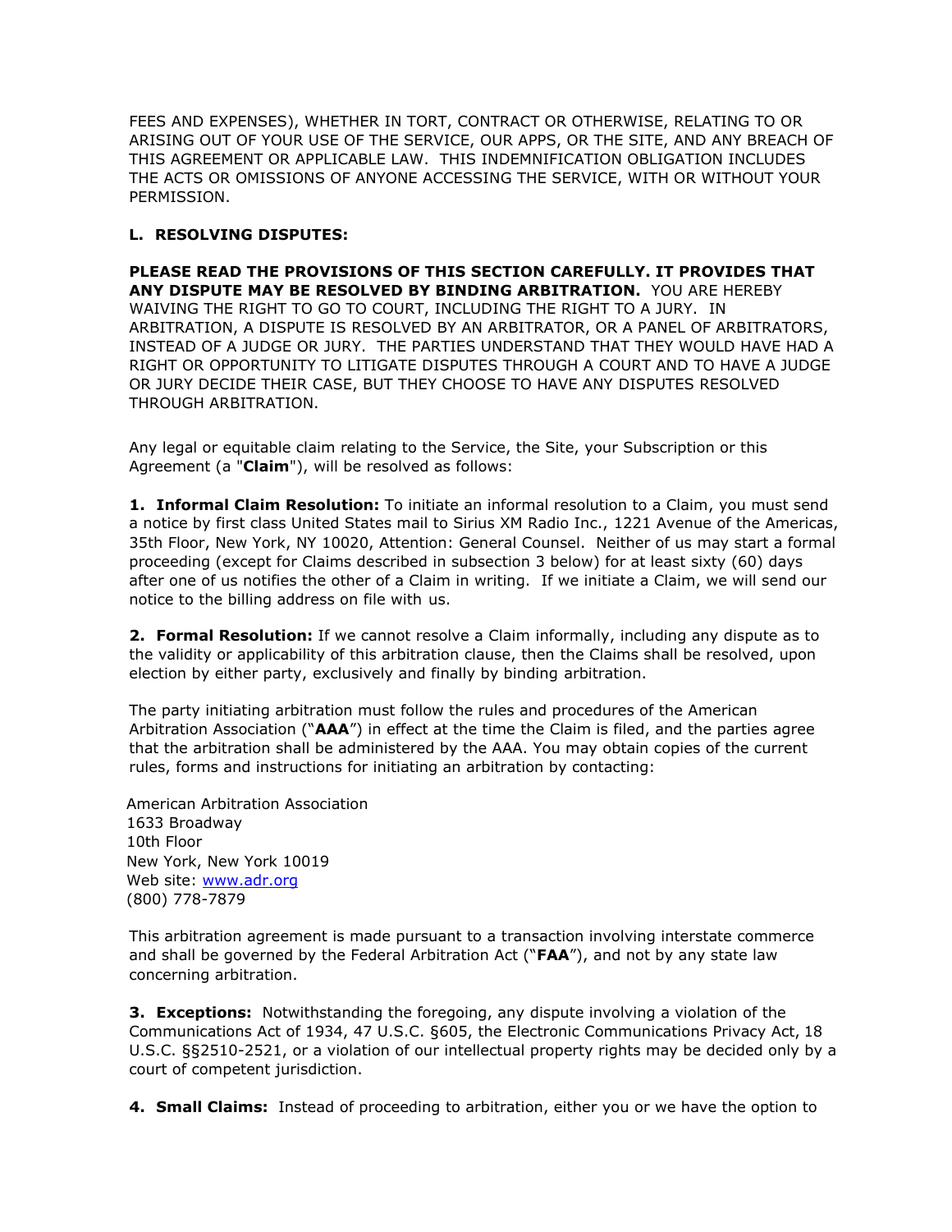FEES AND EXPENSES), WHETHER IN TORT, CONTRACT OR OTHERWISE, RELATING TO OR ARISING OUT OF YOUR USE OF THE SERVICE, OUR APPS, OR THE SITE, AND ANY BREACH OF THIS AGREEMENT OR APPLICABLE LAW. THIS INDEMNIFICATION OBLIGATION INCLUDES THE ACTS OR OMISSIONS OF ANYONE ACCESSING THE SERVICE, WITH OR WITHOUT YOUR PERMISSION.

**L. RESOLVING DISPUTES:**

**PLEASE READ THE PROVISIONS OF THIS SECTION CAREFULLY. IT PROVIDES THAT ANY DISPUTE MAY BE RESOLVED BY BINDING ARBITRATION.** YOU ARE HEREBY WAIVING THE RIGHT TO GO TO COURT, INCLUDING THE RIGHT TO A JURY. IN ARBITRATION, A DISPUTE IS RESOLVED BY AN ARBITRATOR, OR A PANEL OF ARBITRATORS, INSTEAD OF A JUDGE OR JURY. THE PARTIES UNDERSTAND THAT THEY WOULD HAVE HAD A RIGHT OR OPPORTUNITY TO LITIGATE DISPUTES THROUGH A COURT AND TO HAVE A JUDGE OR JURY DECIDE THEIR CASE, BUT THEY CHOOSE TO HAVE ANY DISPUTES RESOLVED THROUGH ARBITRATION.

Any legal or equitable claim relating to the Service, the Site, your Subscription or this Agreement (a "**Claim**"), will be resolved as follows:

**1. Informal Claim Resolution:** To initiate an informal resolution to a Claim, you must send a notice by first class United States mail to Sirius XM Radio Inc., 1221 Avenue of the Americas, 35th Floor, New York, NY 10020, Attention: General Counsel. Neither of us may start a formal proceeding (except for Claims described in subsection 3 below) for at least sixty (60) days after one of us notifies the other of a Claim in writing. If we initiate a Claim, we will send our notice to the billing address on file with us.

**2. Formal Resolution:** If we cannot resolve a Claim informally, including any dispute as to the validity or applicability of this arbitration clause, then the Claims shall be resolved, upon election by either party, exclusively and finally by binding arbitration.

The party initiating arbitration must follow the rules and procedures of the American Arbitration Association ("**AAA**") in effect at the time the Claim is filed, and the parties agree that the arbitration shall be administered by the AAA. You may obtain copies of the current rules, forms and instructions for initiating an arbitration by contacting:

American Arbitration Association
1633 Broadway
10th Floor
New York, New York 10019
Web site: www.adr.org
(800) 778-7879

This arbitration agreement is made pursuant to a transaction involving interstate commerce and shall be governed by the Federal Arbitration Act ("**FAA**"), and not by any state law concerning arbitration.

**3. Exceptions:** Notwithstanding the foregoing, any dispute involving a violation of the Communications Act of 1934, 47 U.S.C. §605, the Electronic Communications Privacy Act, 18 U.S.C. §§2510-2521, or a violation of our intellectual property rights may be decided only by a court of competent jurisdiction.

**4. Small Claims:** Instead of proceeding to arbitration, either you or we have the option to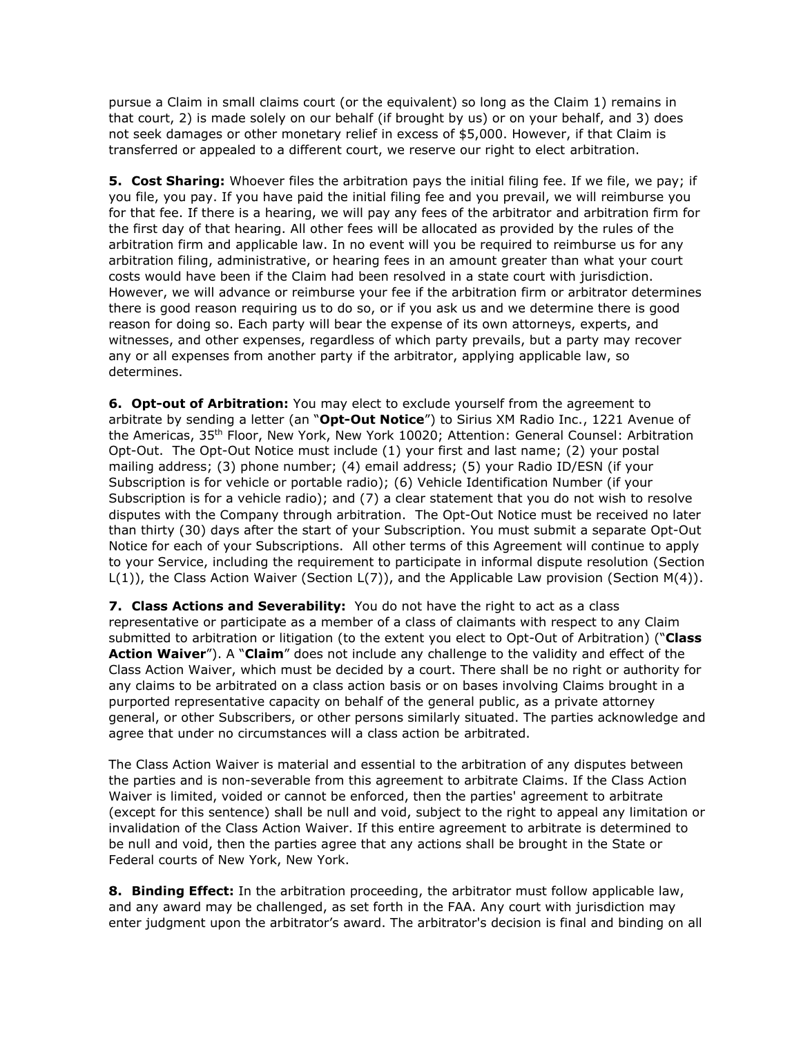pursue a Claim in small claims court (or the equivalent) so long as the Claim 1) remains in that court, 2) is made solely on our behalf (if brought by us) or on your behalf, and 3) does not seek damages or other monetary relief in excess of $5,000. However, if that Claim is transferred or appealed to a different court, we reserve our right to elect arbitration.

**5. Cost Sharing:** Whoever files the arbitration pays the initial filing fee. If we file, we pay; if you file, you pay. If you have paid the initial filing fee and you prevail, we will reimburse you for that fee. If there is a hearing, we will pay any fees of the arbitrator and arbitration firm for the first day of that hearing. All other fees will be allocated as provided by the rules of the arbitration firm and applicable law. In no event will you be required to reimburse us for any arbitration filing, administrative, or hearing fees in an amount greater than what your court costs would have been if the Claim had been resolved in a state court with jurisdiction. However, we will advance or reimburse your fee if the arbitration firm or arbitrator determines there is good reason requiring us to do so, or if you ask us and we determine there is good reason for doing so. Each party will bear the expense of its own attorneys, experts, and witnesses, and other expenses, regardless of which party prevails, but a party may recover any or all expenses from another party if the arbitrator, applying applicable law, so determines.

**6. Opt-out of Arbitration:** You may elect to exclude yourself from the agreement to arbitrate by sending a letter (an "**Opt-Out Notice**") to Sirius XM Radio Inc., 1221 Avenue of the Americas, 35th Floor, New York, New York 10020; Attention: General Counsel: Arbitration Opt-Out. The Opt-Out Notice must include (1) your first and last name; (2) your postal mailing address; (3) phone number; (4) email address; (5) your Radio ID/ESN (if your Subscription is for vehicle or portable radio); (6) Vehicle Identification Number (if your Subscription is for a vehicle radio); and (7) a clear statement that you do not wish to resolve disputes with the Company through arbitration. The Opt-Out Notice must be received no later than thirty (30) days after the start of your Subscription. You must submit a separate Opt-Out Notice for each of your Subscriptions. All other terms of this Agreement will continue to apply to your Service, including the requirement to participate in informal dispute resolution (Section L(1)), the Class Action Waiver (Section L(7)), and the Applicable Law provision (Section M(4)).

**7. Class Actions and Severability:** You do not have the right to act as a class representative or participate as a member of a class of claimants with respect to any Claim submitted to arbitration or litigation (to the extent you elect to Opt-Out of Arbitration) ("**Class Action Waiver**"). A "**Claim**" does not include any challenge to the validity and effect of the Class Action Waiver, which must be decided by a court. There shall be no right or authority for any claims to be arbitrated on a class action basis or on bases involving Claims brought in a purported representative capacity on behalf of the general public, as a private attorney general, or other Subscribers, or other persons similarly situated. The parties acknowledge and agree that under no circumstances will a class action be arbitrated.

The Class Action Waiver is material and essential to the arbitration of any disputes between the parties and is non-severable from this agreement to arbitrate Claims. If the Class Action Waiver is limited, voided or cannot be enforced, then the parties' agreement to arbitrate (except for this sentence) shall be null and void, subject to the right to appeal any limitation or invalidation of the Class Action Waiver. If this entire agreement to arbitrate is determined to be null and void, then the parties agree that any actions shall be brought in the State or Federal courts of New York, New York.

**8. Binding Effect:** In the arbitration proceeding, the arbitrator must follow applicable law, and any award may be challenged, as set forth in the FAA. Any court with jurisdiction may enter judgment upon the arbitrator's award. The arbitrator's decision is final and binding on all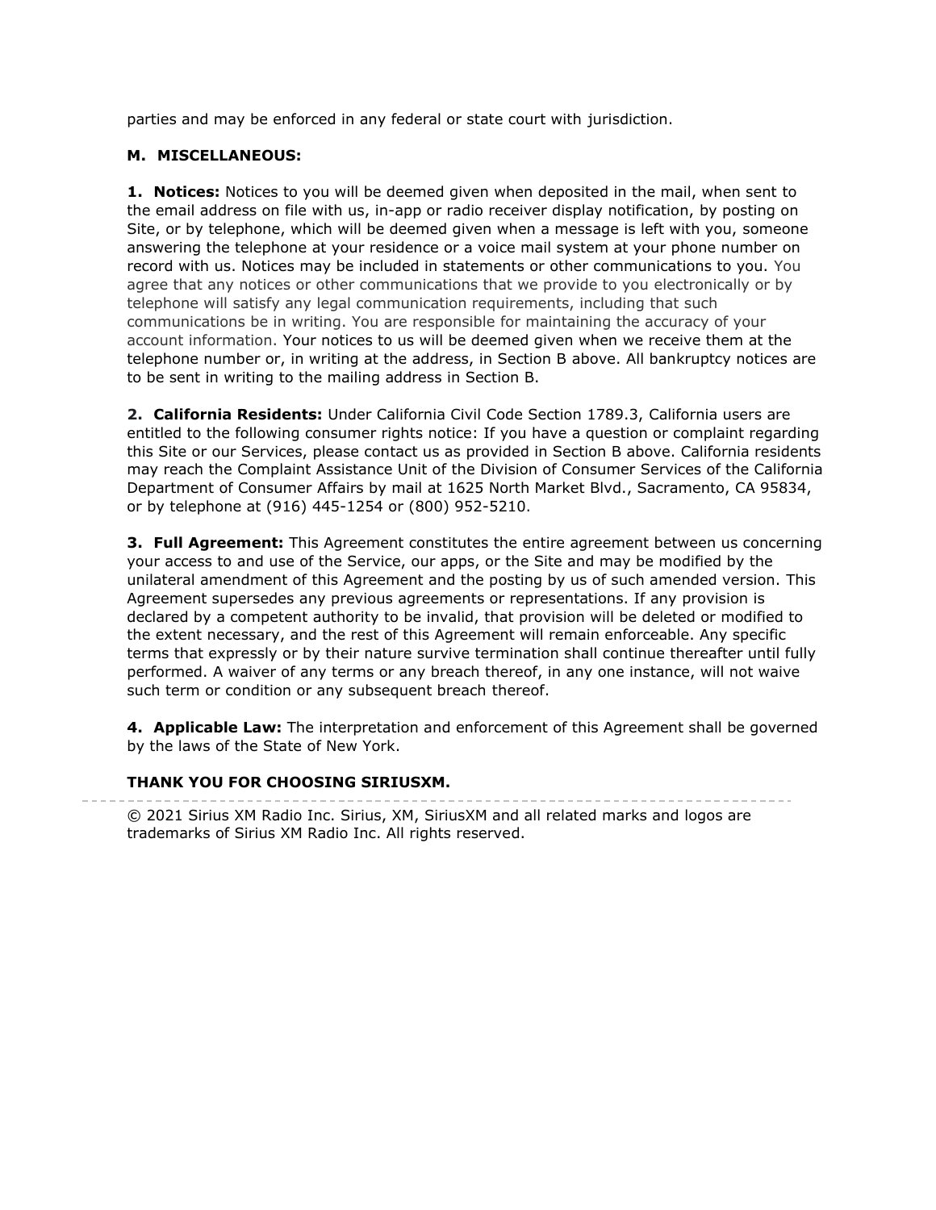parties and may be enforced in any federal or state court with jurisdiction.

### M. MISCELLANEOUS:

**1. Notices:** Notices to you will be deemed given when deposited in the mail, when sent to the email address on file with us, in-app or radio receiver display notification, by posting on Site, or by telephone, which will be deemed given when a message is left with you, someone answering the telephone at your residence or a voice mail system at your phone number on record with us. Notices may be included in statements or other communications to you. You agree that any notices or other communications that we provide to you electronically or by telephone will satisfy any legal communication requirements, including that such communications be in writing. You are responsible for maintaining the accuracy of your account information. Your notices to us will be deemed given when we receive them at the telephone number or, in writing at the address, in Section B above. All bankruptcy notices are to be sent in writing to the mailing address in Section B.

**2. California Residents:** Under California Civil Code Section 1789.3, California users are entitled to the following consumer rights notice: If you have a question or complaint regarding this Site or our Services, please contact us as provided in Section B above. California residents may reach the Complaint Assistance Unit of the Division of Consumer Services of the California Department of Consumer Affairs by mail at 1625 North Market Blvd., Sacramento, CA 95834, or by telephone at (916) 445-1254 or (800) 952-5210.

**3. Full Agreement:** This Agreement constitutes the entire agreement between us concerning your access to and use of the Service, our apps, or the Site and may be modified by the unilateral amendment of this Agreement and the posting by us of such amended version. This Agreement supersedes any previous agreements or representations. If any provision is declared by a competent authority to be invalid, that provision will be deleted or modified to the extent necessary, and the rest of this Agreement will remain enforceable. Any specific terms that expressly or by their nature survive termination shall continue thereafter until fully performed. A waiver of any terms or any breach thereof, in any one instance, will not waive such term or condition or any subsequent breach thereof.

**4. Applicable Law:** The interpretation and enforcement of this Agreement shall be governed by the laws of the State of New York.

**THANK YOU FOR CHOOSING SIRIUSXM.**

---

© 2021 Sirius XM Radio Inc. Sirius, XM, SiriusXM and all related marks and logos are trademarks of Sirius XM Radio Inc. All rights reserved.